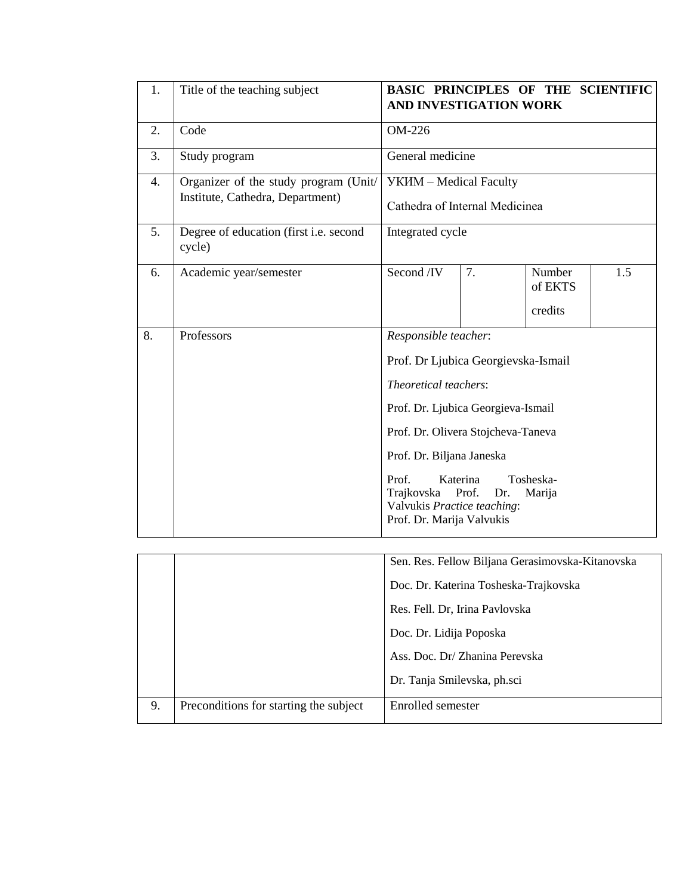| 1. | Title of the teaching subject | **BASIC PRINCIPLES OF THE SCIENTIFIC AND INVESTIGATION WORK** | | | |
|---|---|---|---|---|---|
| 2. | Code | OM-226 | | | |
| 3. | Study program | General medicine | | | |
| 4. | Organizer of the study program (Unit/ Institute, Cathedra, Department) | УКИМ – Medical Faculty<br>Cathedra of Internal Medicinea | | | |
| 5. | Degree of education (first i.e. second cycle) | Integrated cycle | | | |
| 6. | Academic year/semester | Second /IV | 7. | Number of EKTS credits | 1.5 |
| 8. | Professors | *Responsible teacher*:<br>Prof. Dr Ljubica Georgievska-Ismail<br>*Theoretical teachers*:<br>Prof. Dr. Ljubica Georgieva-Ismail<br>Prof. Dr. Olivera Stojcheva-Taneva<br>Prof. Dr. Biljana Janeska<br>Prof. Katerina Tosheska-Trajkovska Prof. Dr. Marija Valvukis *Practice teaching*:<br>Prof. Dr. Marija Valvukis<br>Sen. Res. Fellow Biljana Gerasimovska-Kitanovska<br>Doc. Dr. Katerina Tosheska-Trajkovska<br>Res. Fell. Dr, Irina Pavlovska<br>Doc. Dr. Lidija Poposka<br>Ass. Doc. Dr/ Zhanina Perevska<br>Dr. Tanja Smilevska, ph.sci | | | |
| 9. | Preconditions for starting the subject | Enrolled semester | | | |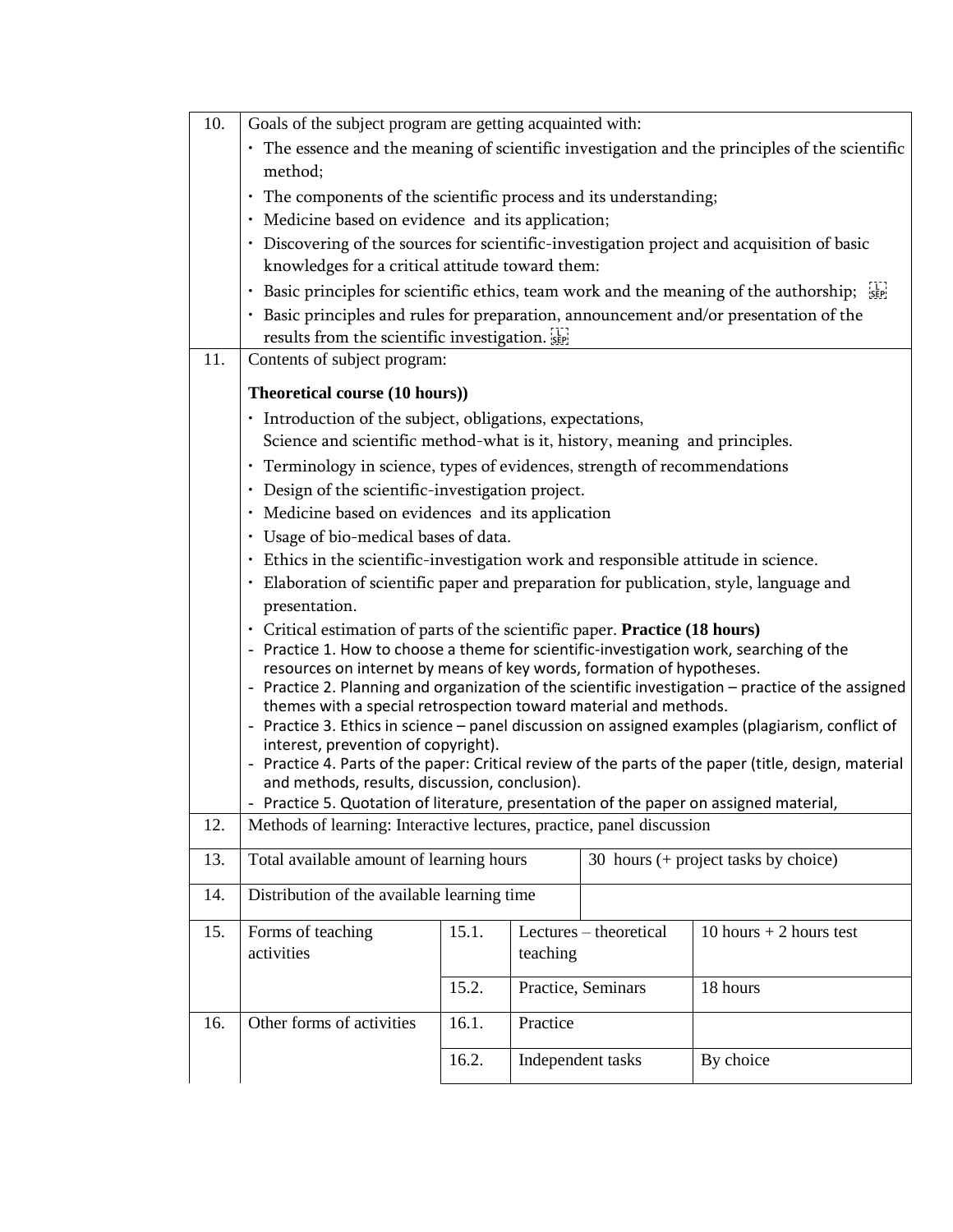| | | | | |
|---|---|---|---|---|
| 10. | Goals of the subject program are getting acquainted with:<br>• The essence and the meaning of scientific investigation and the principles of the scientific method;<br>• The components of the scientific process and its understanding;<br>• Medicine based on evidence and its application;<br>• Discovering of the sources for scientific-investigation project and acquisition of basic knowledges for a critical attitude toward them:<br>• Basic principles for scientific ethics, team work and the meaning of the authorship;<br>• Basic principles and rules for preparation, announcement and/or presentation of the results from the scientific investigation. | | | |
| 11. | Contents of subject program:<br><br>**Theoretical course (10 hours))**<br>• Introduction of the subject, obligations, expectations,<br>Science and scientific method-what is it, history, meaning and principles.<br>• Terminology in science, types of evidences, strength of recommendations<br>• Design of the scientific-investigation project.<br>• Medicine based on evidences and its application<br>• Usage of bio-medical bases of data.<br>• Ethics in the scientific-investigation work and responsible attitude in science.<br>• Elaboration of scientific paper and preparation for publication, style, language and presentation.<br>• Critical estimation of parts of the scientific paper. **Practice (18 hours)**<br>- Practice 1. How to choose a theme for scientific-investigation work, searching of the resources on internet by means of key words, formation of hypotheses.<br>- Practice 2. Planning and organization of the scientific investigation – practice of the assigned themes with a special retrospection toward material and methods.<br>- Practice 3. Ethics in science – panel discussion on assigned examples (plagiarism, conflict of interest, prevention of copyright).<br>- Practice 4. Parts of the paper: Critical review of the parts of the paper (title, design, material and methods, results, discussion, conclusion).<br>- Practice 5. Quotation of literature, presentation of the paper on assigned material, | | | |
| 12. | Methods of learning: Interactive lectures, practice, panel discussion | | | |
| 13. | Total available amount of learning hours | | 30 hours (+ project tasks by choice) | |
| 14. | Distribution of the available learning time | | | |
| 15. | Forms of teaching activities | 15.1. | Lectures – theoretical teaching | 10 hours + 2 hours test |
| | | 15.2. | Practice, Seminars | 18 hours |
| 16. | Other forms of activities | 16.1. | Practice | |
| | | 16.2. | Independent tasks | By choice |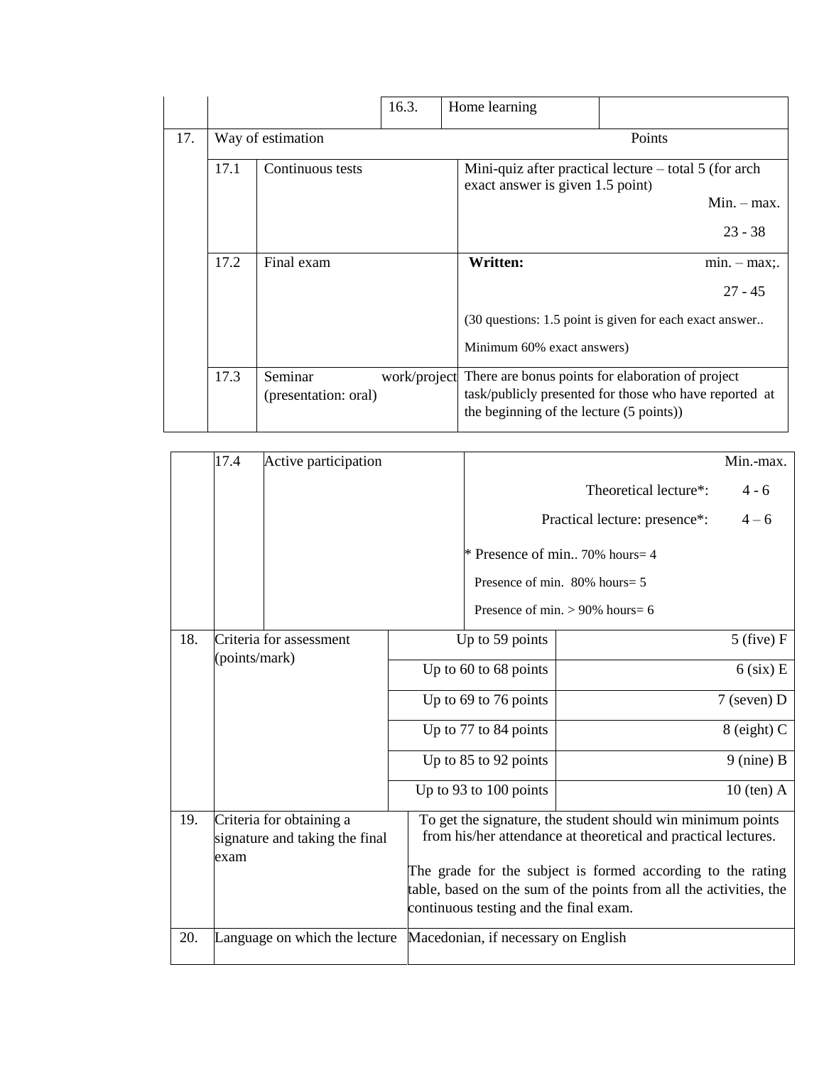| | | | | |
|---|---|---|---|---|
| | | 16.3. | Home learning | |
| 17. | Way of estimation | | | Points |
| | 17.1 | Continuous tests | | Mini-quiz after practical lecture – total 5 (for arch exact answer is given 1.5 point) Min. – max. 23 - 38 |
| | 17.2 | Final exam | | **Written:** min. – max;. 27 - 45 (30 questions: 1.5 point is given for each exact answer.. Minimum 60% exact answers) |
| | 17.3 | Seminar work/project (presentation: oral) | | There are bonus points for elaboration of project task/publicly presented for those who have reported at the beginning of the lecture (5 points)) |

| | | | | |
|---|---|---|---|---|
| | 17.4 | Active participation | | Min.-max. Theoretical lecture*: 4 - 6 Practical lecture: presence*: 4 – 6 * Presence of min.. 70% hours= 4 Presence of min. 80% hours= 5 Presence of min. > 90% hours= 6 |
| 18. | Criteria for assessment (points/mark) | | Up to 59 points | 5 (five) F |
| | | | Up to 60 to 68 points | 6 (six) E |
| | | | Up to 69 to 76 points | 7 (seven) D |
| | | | Up to 77 to 84 points | 8 (eight) C |
| | | | Up to 85 to 92 points | 9 (nine) B |
| | | | Up to 93 to 100 points | 10 (ten) A |
| 19. | Criteria for obtaining a signature and taking the final exam | | To get the signature, the student should win minimum points from his/her attendance at theoretical and practical lectures. The grade for the subject is formed according to the rating table, based on the sum of the points from all the activities, the continuous testing and the final exam. | |
| 20. | Language on which the lecture | | Macedonian, if necessary on English | |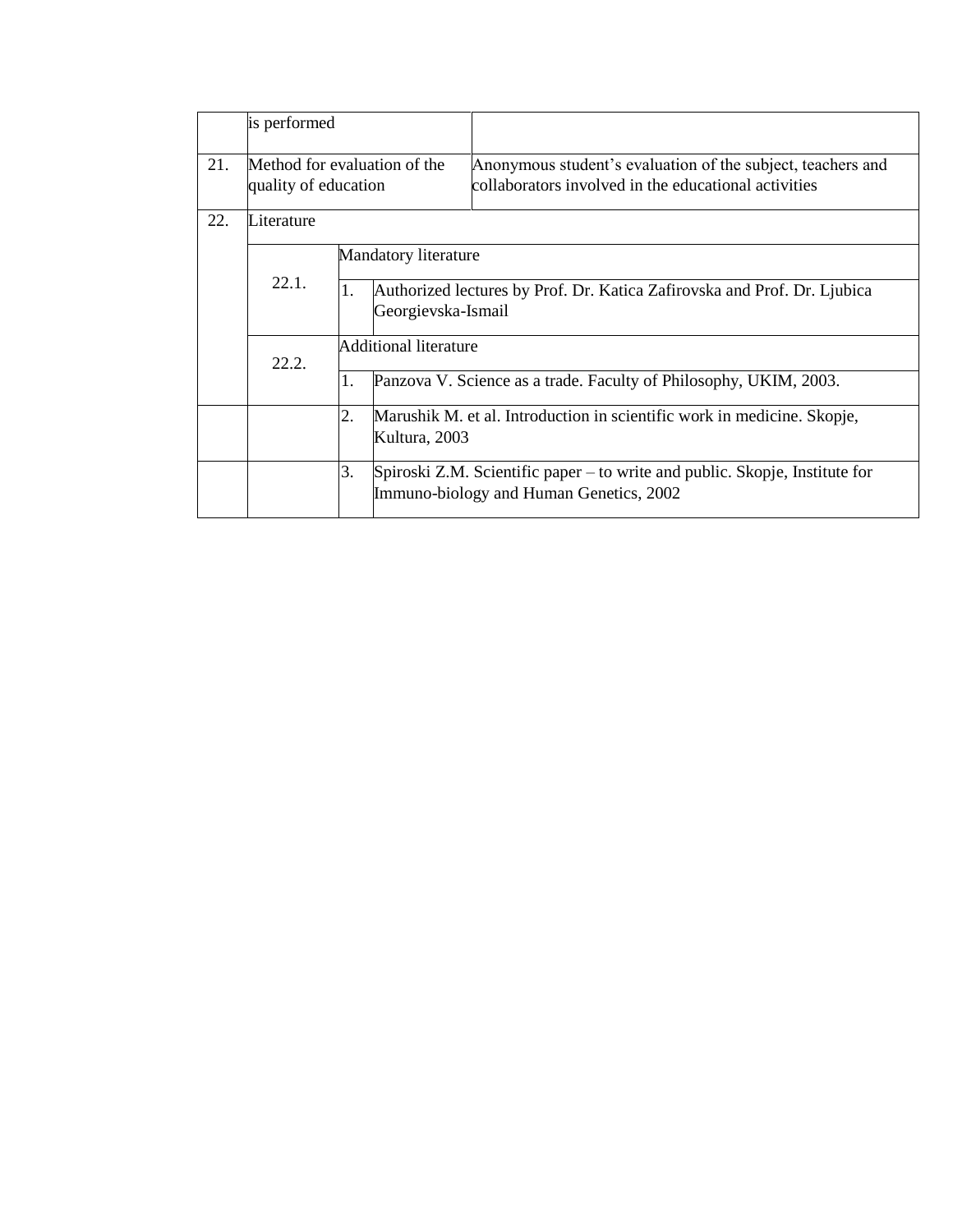| | | | | |
|---|---|---|---|---|
| | is performed | | | |
| 21. | Method for evaluation of the quality of education | | | Anonymous student's evaluation of the subject, teachers and collaborators involved in the educational activities |
| 22. | Literature | | | |
| | 22.1. | Mandatory literature | | |
| | | 1. | Authorized lectures by Prof. Dr. Katica Zafirovska and Prof. Dr. Ljubica Georgievska-Ismail | |
| | 22.2. | Additional literature | | |
| | | 1. | Panzova V. Science as a trade. Faculty of Philosophy, UKIM, 2003. | |
| | | 2. | Marushik M. et al. Introduction in scientific work in medicine. Skopje, Kultura, 2003 | |
| | | 3. | Spiroski Z.M. Scientific paper – to write and public. Skopje, Institute for Immuno-biology and Human Genetics, 2002 | |